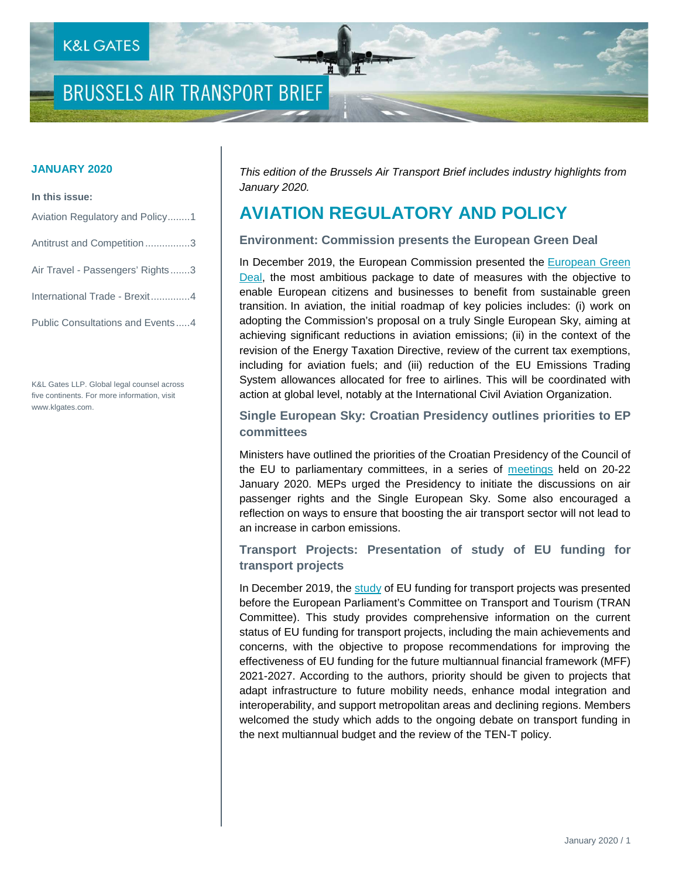# BRUSSELS AIR TRANSPORT BRIEF

**JANUARY 2020**

**In this issue:**

- Aviation Regulatory and Policy........1
- Antitrust and Competition................3
- Air Travel - Passengers' Rights.......3
- International Trade - Brexit.............4
- Public Consultations and Events.....4

K&L Gates LLP. Global legal counsel across five continents. For more information, visit www.klgates.com.

*This edition of the Brussels Air Transport Brief includes industry highlights from January 2020.*

## AVIATION REGULATORY AND POLICY

### Environment: Commission presents the European Green Deal

In December 2019, the European Commission presented the European Green Deal, the most ambitious package to date of measures with the objective to enable European citizens and businesses to benefit from sustainable green transition. In aviation, the initial roadmap of key policies includes: (i) work on adopting the Commission's proposal on a truly Single European Sky, aiming at achieving significant reductions in aviation emissions; (ii) in the context of the revision of the Energy Taxation Directive, review of the current tax exemptions, including for aviation fuels; and (iii) reduction of the EU Emissions Trading System allowances allocated for free to airlines. This will be coordinated with action at global level, notably at the International Civil Aviation Organization.

### Single European Sky: Croatian Presidency outlines priorities to EP committees

Ministers have outlined the priorities of the Croatian Presidency of the Council of the EU to parliamentary committees, in a series of meetings held on 20-22 January 2020. MEPs urged the Presidency to initiate the discussions on air passenger rights and the Single European Sky. Some also encouraged a reflection on ways to ensure that boosting the air transport sector will not lead to an increase in carbon emissions.

### Transport Projects: Presentation of study of EU funding for transport projects

In December 2019, the study of EU funding for transport projects was presented before the European Parliament's Committee on Transport and Tourism (TRAN Committee). This study provides comprehensive information on the current status of EU funding for transport projects, including the main achievements and concerns, with the objective to propose recommendations for improving the effectiveness of EU funding for the future multiannual financial framework (MFF) 2021-2027. According to the authors, priority should be given to projects that adapt infrastructure to future mobility needs, enhance modal integration and interoperability, and support metropolitan areas and declining regions. Members welcomed the study which adds to the ongoing debate on transport funding in the next multiannual budget and the review of the TEN-T policy.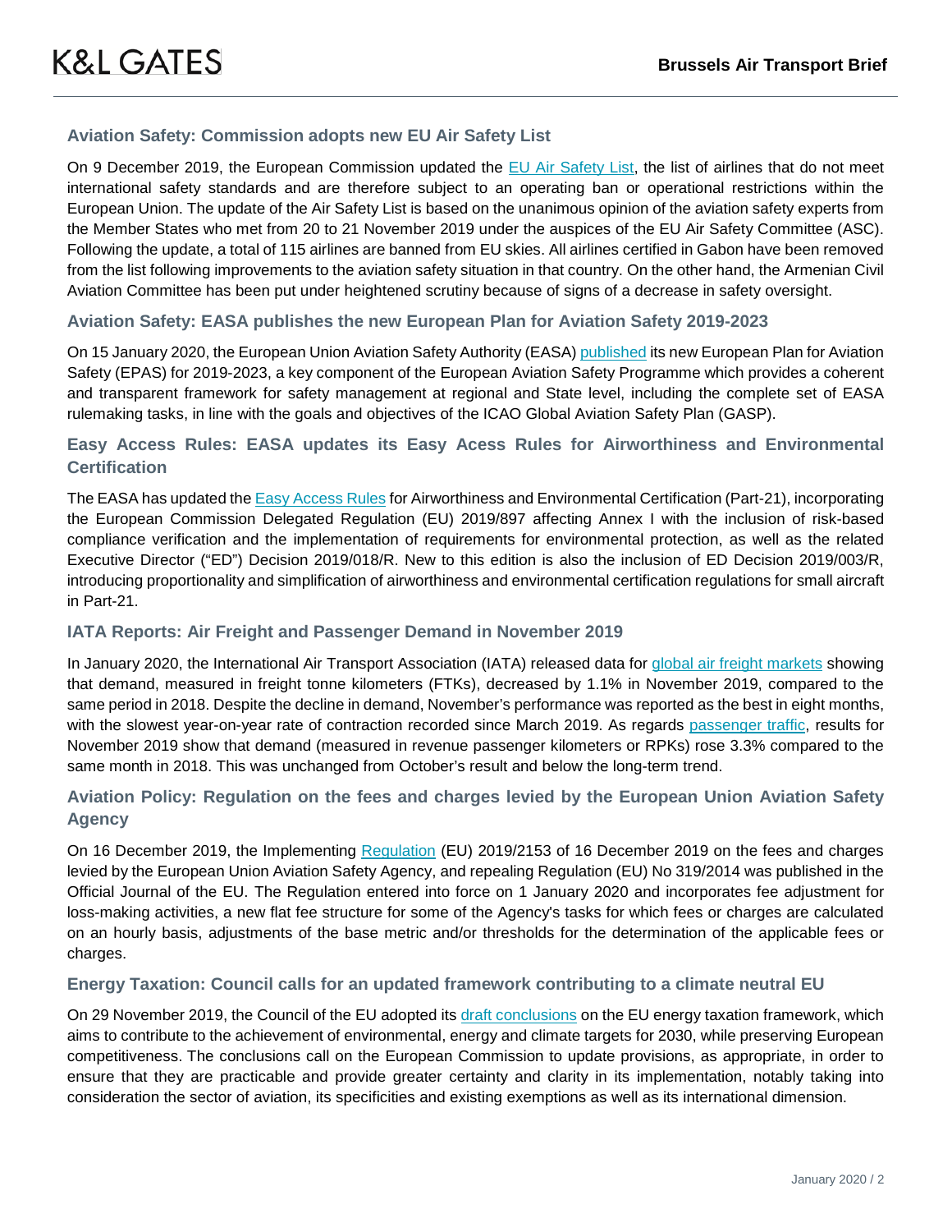### Aviation Safety: Commission adopts new EU Air Safety List

On 9 December 2019, the European Commission updated the EU Air Safety List, the list of airlines that do not meet international safety standards and are therefore subject to an operating ban or operational restrictions within the European Union. The update of the Air Safety List is based on the unanimous opinion of the aviation safety experts from the Member States who met from 20 to 21 November 2019 under the auspices of the EU Air Safety Committee (ASC). Following the update, a total of 115 airlines are banned from EU skies. All airlines certified in Gabon have been removed from the list following improvements to the aviation safety situation in that country. On the other hand, the Armenian Civil Aviation Committee has been put under heightened scrutiny because of signs of a decrease in safety oversight.

### Aviation Safety: EASA publishes the new European Plan for Aviation Safety 2019-2023

On 15 January 2020, the European Union Aviation Safety Authority (EASA) published its new European Plan for Aviation Safety (EPAS) for 2019-2023, a key component of the European Aviation Safety Programme which provides a coherent and transparent framework for safety management at regional and State level, including the complete set of EASA rulemaking tasks, in line with the goals and objectives of the ICAO Global Aviation Safety Plan (GASP).

### Easy Access Rules: EASA updates its Easy Acess Rules for Airworthiness and Environmental Certification

The EASA has updated the Easy Access Rules for Airworthiness and Environmental Certification (Part-21), incorporating the European Commission Delegated Regulation (EU) 2019/897 affecting Annex I with the inclusion of risk-based compliance verification and the implementation of requirements for environmental protection, as well as the related Executive Director ("ED") Decision 2019/018/R. New to this edition is also the inclusion of ED Decision 2019/003/R, introducing proportionality and simplification of airworthiness and environmental certification regulations for small aircraft in Part-21.

### IATA Reports: Air Freight and Passenger Demand in November 2019

In January 2020, the International Air Transport Association (IATA) released data for global air freight markets showing that demand, measured in freight tonne kilometers (FTKs), decreased by 1.1% in November 2019, compared to the same period in 2018. Despite the decline in demand, November's performance was reported as the best in eight months, with the slowest year-on-year rate of contraction recorded since March 2019. As regards passenger traffic, results for November 2019 show that demand (measured in revenue passenger kilometers or RPKs) rose 3.3% compared to the same month in 2018. This was unchanged from October's result and below the long-term trend.

### Aviation Policy: Regulation on the fees and charges levied by the European Union Aviation Safety Agency

On 16 December 2019, the Implementing Regulation (EU) 2019/2153 of 16 December 2019 on the fees and charges levied by the European Union Aviation Safety Agency, and repealing Regulation (EU) No 319/2014 was published in the Official Journal of the EU. The Regulation entered into force on 1 January 2020 and incorporates fee adjustment for loss-making activities, a new flat fee structure for some of the Agency's tasks for which fees or charges are calculated on an hourly basis, adjustments of the base metric and/or thresholds for the determination of the applicable fees or charges.

### Energy Taxation: Council calls for an updated framework contributing to a climate neutral EU

On 29 November 2019, the Council of the EU adopted its draft conclusions on the EU energy taxation framework, which aims to contribute to the achievement of environmental, energy and climate targets for 2030, while preserving European competitiveness. The conclusions call on the European Commission to update provisions, as appropriate, in order to ensure that they are practicable and provide greater certainty and clarity in its implementation, notably taking into consideration the sector of aviation, its specificities and existing exemptions as well as its international dimension.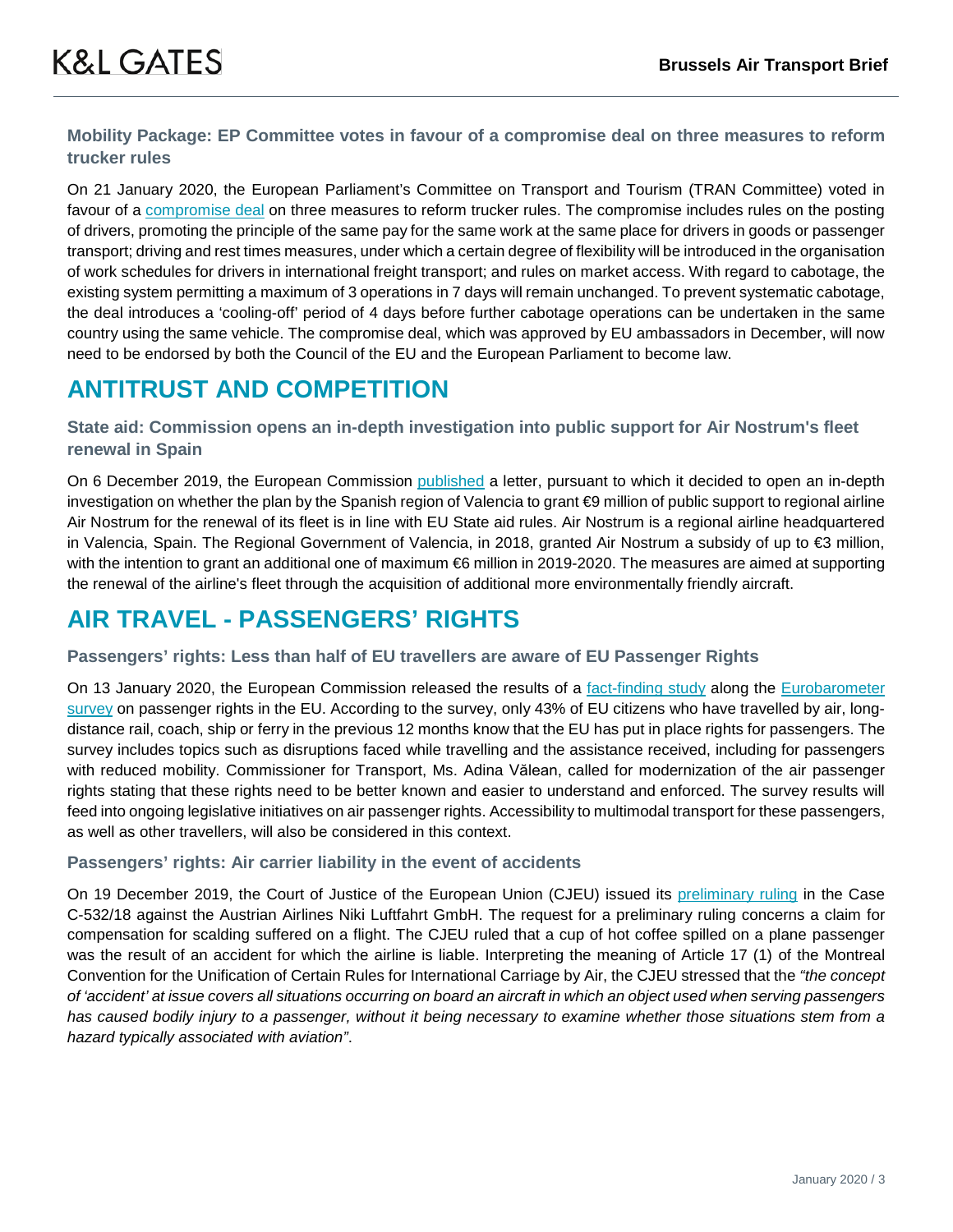### Mobility Package: EP Committee votes in favour of a compromise deal on three measures to reform trucker rules

On 21 January 2020, the European Parliament's Committee on Transport and Tourism (TRAN Committee) voted in favour of a compromise deal on three measures to reform trucker rules. The compromise includes rules on the posting of drivers, promoting the principle of the same pay for the same work at the same place for drivers in goods or passenger transport; driving and rest times measures, under which a certain degree of flexibility will be introduced in the organisation of work schedules for drivers in international freight transport; and rules on market access. With regard to cabotage, the existing system permitting a maximum of 3 operations in 7 days will remain unchanged. To prevent systematic cabotage, the deal introduces a 'cooling-off' period of 4 days before further cabotage operations can be undertaken in the same country using the same vehicle. The compromise deal, which was approved by EU ambassadors in December, will now need to be endorsed by both the Council of the EU and the European Parliament to become law.

## ANTITRUST AND COMPETITION

### State aid: Commission opens an in-depth investigation into public support for Air Nostrum's fleet renewal in Spain

On 6 December 2019, the European Commission published a letter, pursuant to which it decided to open an in-depth investigation on whether the plan by the Spanish region of Valencia to grant €9 million of public support to regional airline Air Nostrum for the renewal of its fleet is in line with EU State aid rules. Air Nostrum is a regional airline headquartered in Valencia, Spain. The Regional Government of Valencia, in 2018, granted Air Nostrum a subsidy of up to €3 million, with the intention to grant an additional one of maximum €6 million in 2019-2020. The measures are aimed at supporting the renewal of the airline's fleet through the acquisition of additional more environmentally friendly aircraft.

## AIR TRAVEL - PASSENGERS' RIGHTS

### Passengers' rights: Less than half of EU travellers are aware of EU Passenger Rights

On 13 January 2020, the European Commission released the results of a fact-finding study along the Eurobarometer survey on passenger rights in the EU. According to the survey, only 43% of EU citizens who have travelled by air, long-distance rail, coach, ship or ferry in the previous 12 months know that the EU has put in place rights for passengers. The survey includes topics such as disruptions faced while travelling and the assistance received, including for passengers with reduced mobility. Commissioner for Transport, Ms. Adina Vălean, called for modernization of the air passenger rights stating that these rights need to be better known and easier to understand and enforced. The survey results will feed into ongoing legislative initiatives on air passenger rights. Accessibility to multimodal transport for these passengers, as well as other travellers, will also be considered in this context.

### Passengers' rights: Air carrier liability in the event of accidents

On 19 December 2019, the Court of Justice of the European Union (CJEU) issued its preliminary ruling in the Case C-532/18 against the Austrian Airlines Niki Luftfahrt GmbH. The request for a preliminary ruling concerns a claim for compensation for scalding suffered on a flight. The CJEU ruled that a cup of hot coffee spilled on a plane passenger was the result of an accident for which the airline is liable. Interpreting the meaning of Article 17 (1) of the Montreal Convention for the Unification of Certain Rules for International Carriage by Air, the CJEU stressed that the *"the concept of 'accident' at issue covers all situations occurring on board an aircraft in which an object used when serving passengers has caused bodily injury to a passenger, without it being necessary to examine whether those situations stem from a hazard typically associated with aviation"*.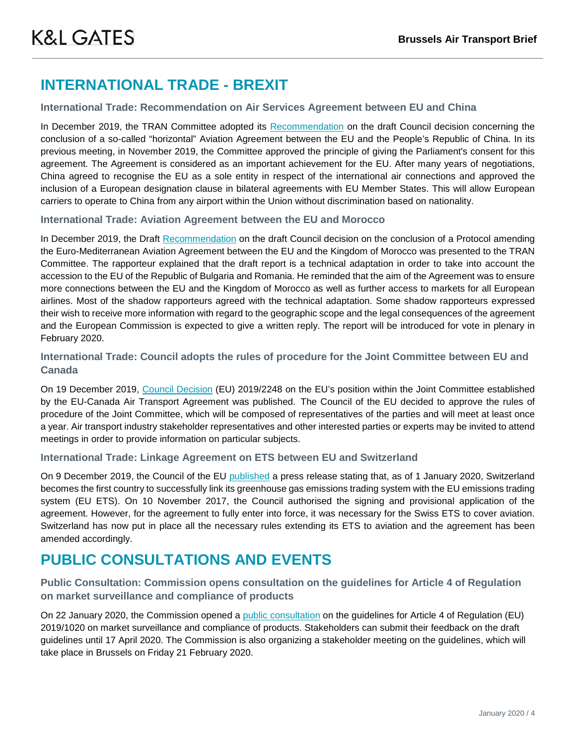# INTERNATIONAL TRADE - BREXIT

### International Trade: Recommendation on Air Services Agreement between EU and China

In December 2019, the TRAN Committee adopted its Recommendation on the draft Council decision concerning the conclusion of a so-called "horizontal" Aviation Agreement between the EU and the People's Republic of China. In its previous meeting, in November 2019, the Committee approved the principle of giving the Parliament's consent for this agreement. The Agreement is considered as an important achievement for the EU. After many years of negotiations, China agreed to recognise the EU as a sole entity in respect of the international air connections and approved the inclusion of a European designation clause in bilateral agreements with EU Member States. This will allow European carriers to operate to China from any airport within the Union without discrimination based on nationality.

### International Trade: Aviation Agreement between the EU and Morocco

In December 2019, the Draft Recommendation on the draft Council decision on the conclusion of a Protocol amending the Euro-Mediterranean Aviation Agreement between the EU and the Kingdom of Morocco was presented to the TRAN Committee. The rapporteur explained that the draft report is a technical adaptation in order to take into account the accession to the EU of the Republic of Bulgaria and Romania. He reminded that the aim of the Agreement was to ensure more connections between the EU and the Kingdom of Morocco as well as further access to markets for all European airlines. Most of the shadow rapporteurs agreed with the technical adaptation. Some shadow rapporteurs expressed their wish to receive more information with regard to the geographic scope and the legal consequences of the agreement and the European Commission is expected to give a written reply. The report will be introduced for vote in plenary in February 2020.

### International Trade: Council adopts the rules of procedure for the Joint Committee between EU and Canada

On 19 December 2019, Council Decision (EU) 2019/2248 on the EU's position within the Joint Committee established by the EU-Canada Air Transport Agreement was published. The Council of the EU decided to approve the rules of procedure of the Joint Committee, which will be composed of representatives of the parties and will meet at least once a year. Air transport industry stakeholder representatives and other interested parties or experts may be invited to attend meetings in order to provide information on particular subjects.

### International Trade: Linkage Agreement on ETS between EU and Switzerland

On 9 December 2019, the Council of the EU published a press release stating that, as of 1 January 2020, Switzerland becomes the first country to successfully link its greenhouse gas emissions trading system with the EU emissions trading system (EU ETS). On 10 November 2017, the Council authorised the signing and provisional application of the agreement. However, for the agreement to fully enter into force, it was necessary for the Swiss ETS to cover aviation. Switzerland has now put in place all the necessary rules extending its ETS to aviation and the agreement has been amended accordingly.

# PUBLIC CONSULTATIONS AND EVENTS

### Public Consultation: Commission opens consultation on the guidelines for Article 4 of Regulation on market surveillance and compliance of products

On 22 January 2020, the Commission opened a public consultation on the guidelines for Article 4 of Regulation (EU) 2019/1020 on market surveillance and compliance of products. Stakeholders can submit their feedback on the draft guidelines until 17 April 2020. The Commission is also organizing a stakeholder meeting on the guidelines, which will take place in Brussels on Friday 21 February 2020.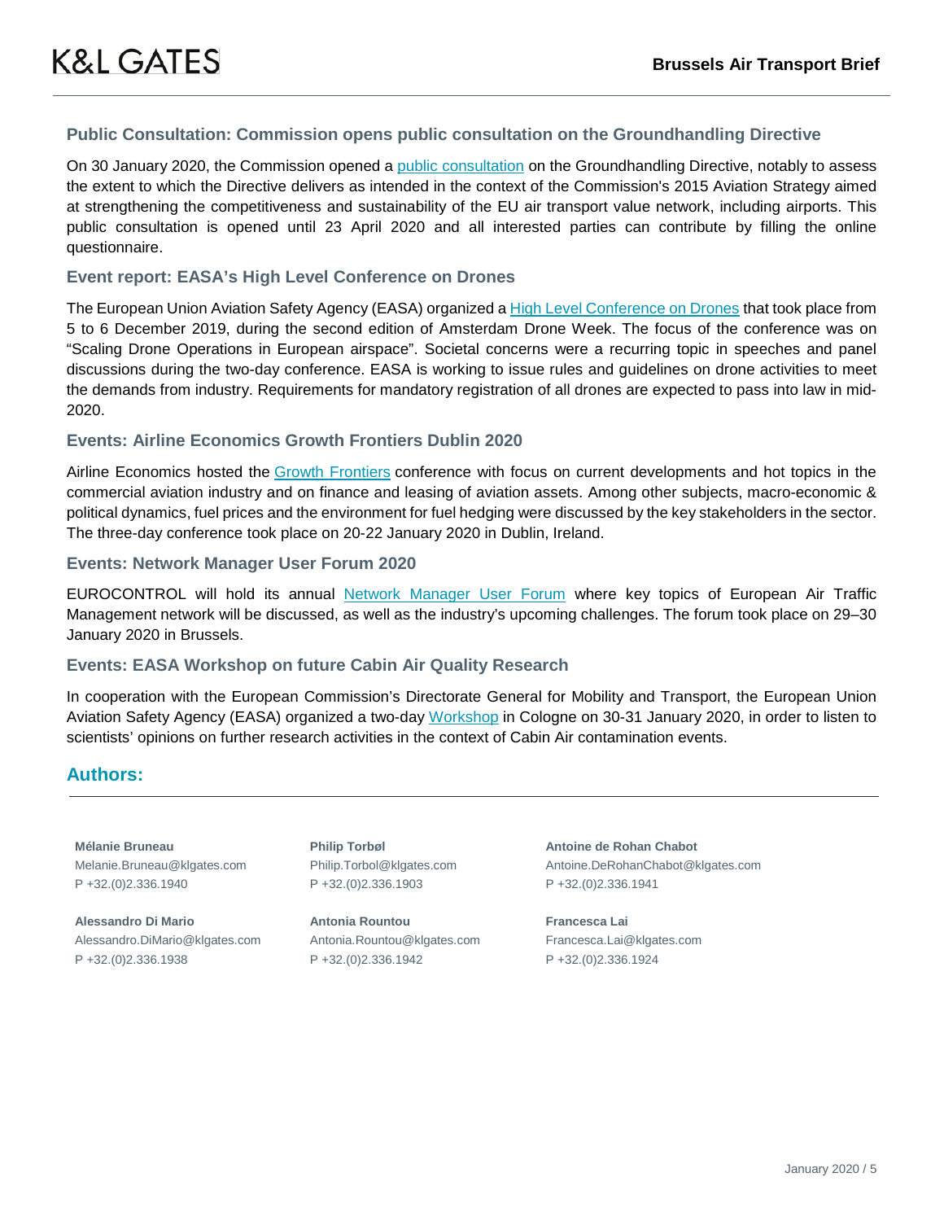### Public Consultation: Commission opens public consultation on the Groundhandling Directive

On 30 January 2020, the Commission opened a public consultation on the Groundhandling Directive, notably to assess the extent to which the Directive delivers as intended in the context of the Commission's 2015 Aviation Strategy aimed at strengthening the competitiveness and sustainability of the EU air transport value network, including airports. This public consultation is opened until 23 April 2020 and all interested parties can contribute by filling the online questionnaire.

### Event report: EASA's High Level Conference on Drones

The European Union Aviation Safety Agency (EASA) organized a High Level Conference on Drones that took place from 5 to 6 December 2019, during the second edition of Amsterdam Drone Week. The focus of the conference was on "Scaling Drone Operations in European airspace". Societal concerns were a recurring topic in speeches and panel discussions during the two-day conference. EASA is working to issue rules and guidelines on drone activities to meet the demands from industry. Requirements for mandatory registration of all drones are expected to pass into law in mid-2020.

### Events: Airline Economics Growth Frontiers Dublin 2020

Airline Economics hosted the Growth Frontiers conference with focus on current developments and hot topics in the commercial aviation industry and on finance and leasing of aviation assets. Among other subjects, macro-economic & political dynamics, fuel prices and the environment for fuel hedging were discussed by the key stakeholders in the sector. The three-day conference took place on 20-22 January 2020 in Dublin, Ireland.

### Events: Network Manager User Forum 2020

EUROCONTROL will hold its annual Network Manager User Forum where key topics of European Air Traffic Management network will be discussed, as well as the industry's upcoming challenges. The forum took place on 29–30 January 2020 in Brussels.

### Events: EASA Workshop on future Cabin Air Quality Research

In cooperation with the European Commission's Directorate General for Mobility and Transport, the European Union Aviation Safety Agency (EASA) organized a two-day Workshop in Cologne on 30-31 January 2020, in order to listen to scientists' opinions on further research activities in the context of Cabin Air contamination events.

## Authors:

**Mélanie Bruneau**
Melanie.Bruneau@klgates.com
P +32.(0)2.336.1940

**Philip Torbøl**
Philip.Torbol@klgates.com
P +32.(0)2.336.1903

**Antoine de Rohan Chabot**
Antoine.DeRohanChabot@klgates.com
P +32.(0)2.336.1941

**Alessandro Di Mario**
Alessandro.DiMario@klgates.com
P +32.(0)2.336.1938

**Antonia Rountou**
Antonia.Rountou@klgates.com
P +32.(0)2.336.1942

**Francesca Lai**
Francesca.Lai@klgates.com
P +32.(0)2.336.1924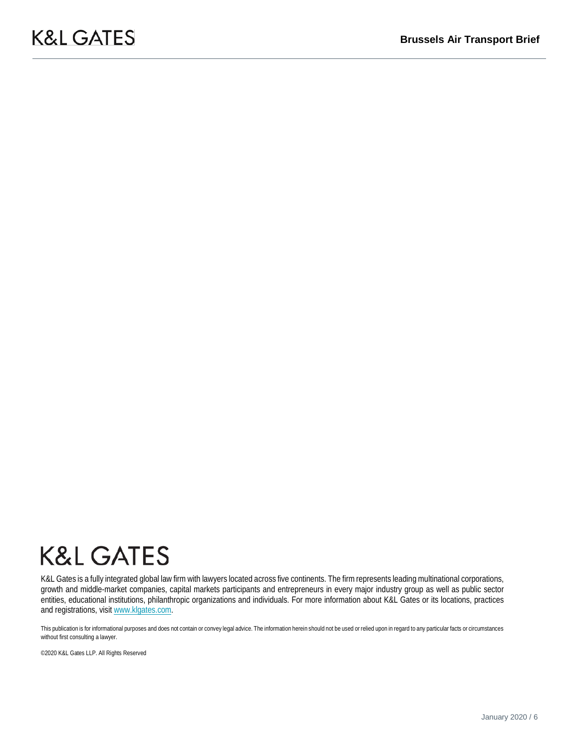K&L GATES

K&L Gates is a fully integrated global law firm with lawyers located across five continents. The firm represents leading multinational corporations, growth and middle-market companies, capital markets participants and entrepreneurs in every major industry group as well as public sector entities, educational institutions, philanthropic organizations and individuals. For more information about K&L Gates or its locations, practices and registrations, visit [www.klgates.com](http://www.klgates.com).

This publication is for informational purposes and does not contain or convey legal advice. The information herein should not be used or relied upon in regard to any particular facts or circumstances without first consulting a lawyer.

©2020 K&L Gates LLP. All Rights Reserved